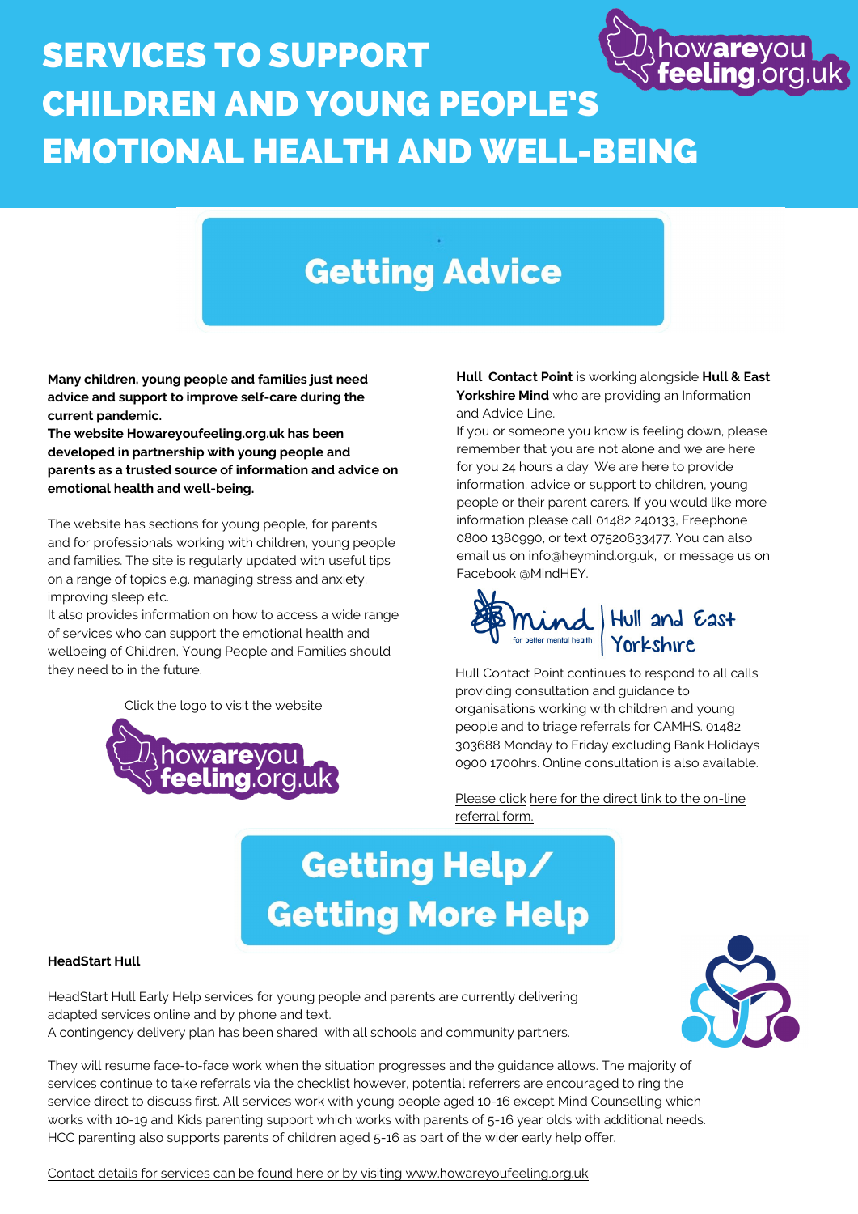# SERVICES TO SUPPORT CHILDREN AND YOUNG PEOPLE'S EMOTIONAL HEALTH AND WELL-BEING

## Getting Advice

**Many children, young people and families just need advice and support to improve self-care during the current pandemic.**
**The website Howareyoufeeling.org.uk has been developed in partnership with young people and parents as a trusted source of information and advice on emotional health and well-being.**

The website has sections for young people, for parents and for professionals working with children, young people and families. The site is regularly updated with useful tips on a range of topics e.g. managing stress and anxiety, improving sleep etc.
It also provides information on how to access a wide range of services who can support the emotional health and wellbeing of Children, Young People and Families should they need to in the future.

Click the logo to visit the website

**Hull Contact Point** is working alongside **Hull & East Yorkshire Mind** who are providing an Information and Advice Line.
If you or someone you know is feeling down, please remember that you are not alone and we are here for you 24 hours a day. We are here to provide information, advice or support to children, young people or their parent carers. If you would like more information please call 01482 240133, Freephone 0800 1380990, or text 07520633477. You can also email us on info@heymind.org.uk, or message us on Facebook @MindHEY.

Hull Contact Point continues to respond to all calls providing consultation and guidance to organisations working with children and young people and to triage referrals for CAMHS. 01482 303688 Monday to Friday excluding Bank Holidays 0900 1700hrs. Online consultation is also available.

Please click here for the direct link to the on-line referral form.

## Getting Help/ Getting More Help

**HeadStart Hull**

HeadStart Hull Early Help services for young people and parents are currently delivering adapted services online and by phone and text.
A contingency delivery plan has been shared with all schools and community partners.

They will resume face-to-face work when the situation progresses and the guidance allows. The majority of services continue to take referrals via the checklist however, potential referrers are encouraged to ring the service direct to discuss first. All services work with young people aged 10-16 except Mind Counselling which works with 10-19 and Kids parenting support which works with parents of 5-16 year olds with additional needs. HCC parenting also supports parents of children aged 5-16 as part of the wider early help offer.

Contact details for services can be found here or by visiting www.howareyoufeeling.org.uk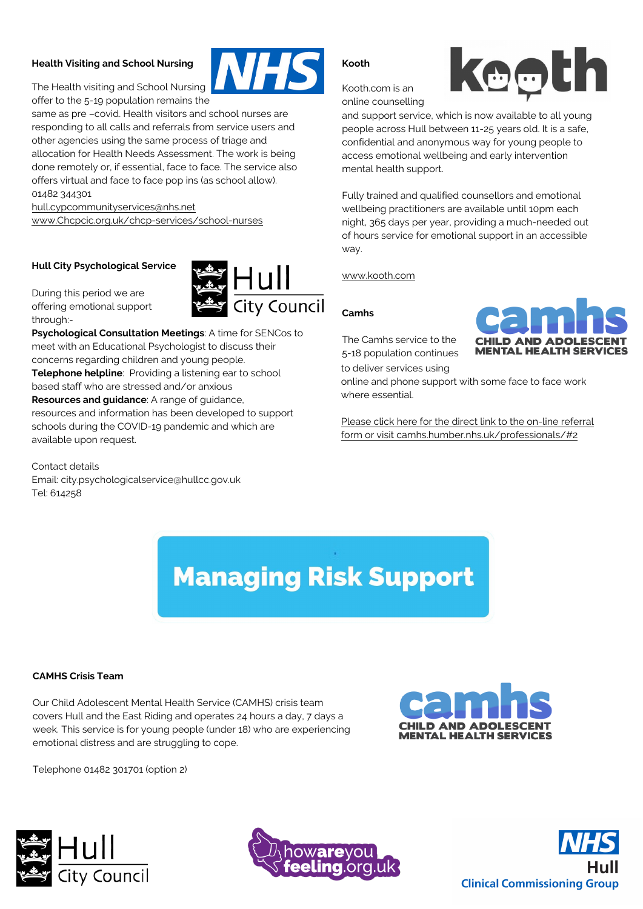### Health Visiting and School Nursing

The Health visiting and School Nursing offer to the 5-19 population remains the same as pre –covid. Health visitors and school nurses are responding to all calls and referrals from service users and other agencies using the same process of triage and allocation for Health Needs Assessment. The work is being done remotely or, if essential, face to face. The service also offers virtual and face to face pop ins (as school allow).

01482 344301

hull.cypcommunityservices@nhs.net

www.Chcpcic.org.uk/chcp-services/school-nurses

### Hull City Psychological Service

During this period we are offering emotional support through:-

**Psychological Consultation Meetings**: A time for SENCos to meet with an Educational Psychologist to discuss their concerns regarding children and young people.

**Telephone helpline**: Providing a listening ear to school based staff who are stressed and/or anxious

**Resources and guidance**: A range of guidance, resources and information has been developed to support schools during the COVID-19 pandemic and which are available upon request.

Contact details

Email: city.psychologicalservice@hullcc.gov.uk

Tel: 614258

### Kooth

Kooth.com is an online counselling and support service, which is now available to all young people across Hull between 11-25 years old. It is a safe, confidential and anonymous way for young people to access emotional wellbeing and early intervention mental health support.

Fully trained and qualified counsellors and emotional wellbeing practitioners are available until 10pm each night, 365 days per year, providing a much-needed out of hours service for emotional support in an accessible way.

www.kooth.com

### Camhs

The Camhs service to the 5-18 population continues to deliver services using online and phone support with some face to face work where essential.

Please click here for the direct link to the on-line referral form or visit camhs.humber.nhs.uk/professionals/#2

## Managing Risk Support

### CAMHS Crisis Team

Our Child Adolescent Mental Health Service (CAMHS) crisis team covers Hull and the East Riding and operates 24 hours a day, 7 days a week. This service is for young people (under 18) who are experiencing emotional distress and are struggling to cope.

Telephone 01482 301701 (option 2)